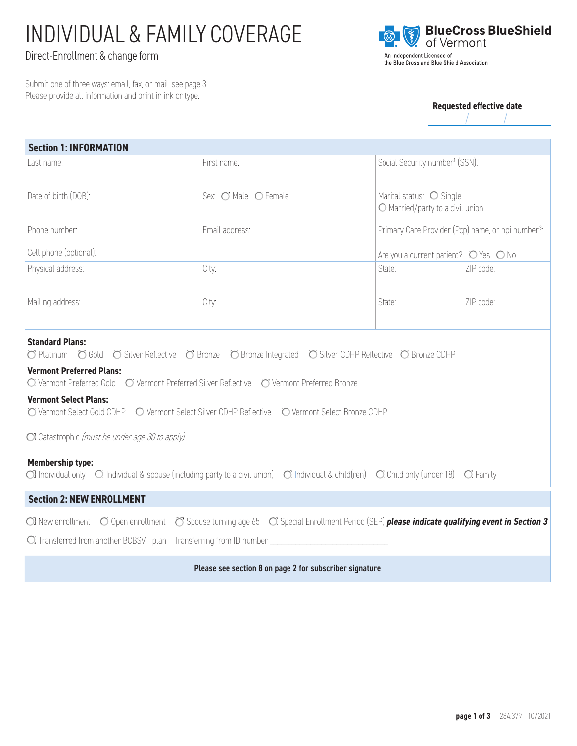# INDIVIDUAL & FAMILY COVERAGE

Direct-Enrollment & change form

BlueCross BlueShield of Vermont

An Independent Licensee of the Blue Cross and Blue Shield Association.

Submit one of three ways: email, fax, or mail, see page 3.
Please provide all information and print in ink or type.

**Requested effective date**
/ /

## Section 1: INFORMATION

| Last name: | First name: | Social Security number[1] (SSN): | |
|---|---|---|---|
| Date of birth (DOB): | Sex: ◯ Male ◯ Female | Marital status: ◯ Single ◯ Married/party to a civil union | |
| Phone number: Cell phone (optional): | Email address: | Primary Care Provider (Pcp) name, or npi number[3]: Are you a current patient? ◯ Yes ◯ No | |
| Physical address: | City: | State: | ZIP code: |
| Mailing address: | City: | State: | ZIP code: |

**Standard Plans:**
◯ Platinum ◯ Gold ◯ Silver Reflective ◯ Bronze ◯ Bronze Integrated ◯ Silver CDHP Reflective ◯ Bronze CDHP

**Vermont Preferred Plans:**
◯ Vermont Preferred Gold ◯ Vermont Preferred Silver Reflective ◯ Vermont Preferred Bronze

**Vermont Select Plans:**
◯ Vermont Select Gold CDHP ◯ Vermont Select Silver CDHP Reflective ◯ Vermont Select Bronze CDHP

◯ Catastrophic *(must be under age 30 to apply)*

**Membership type:**
◯ Individual only ◯ Individual & spouse (including party to a civil union) ◯ Individual & child(ren) ◯ Child only (under 18) ◯ Family

## Section 2: NEW ENROLLMENT

◯ New enrollment ◯ Open enrollment ◯ Spouse turning age 65 ◯ Special Enrollment Period (SEP) ***please indicate qualifying event in Section 3***

◯ Transferred from another BCBSVT plan Transferring from ID number ____________________________

**Please see section 8 on page 2 for subscriber signature**

284.379 10/2021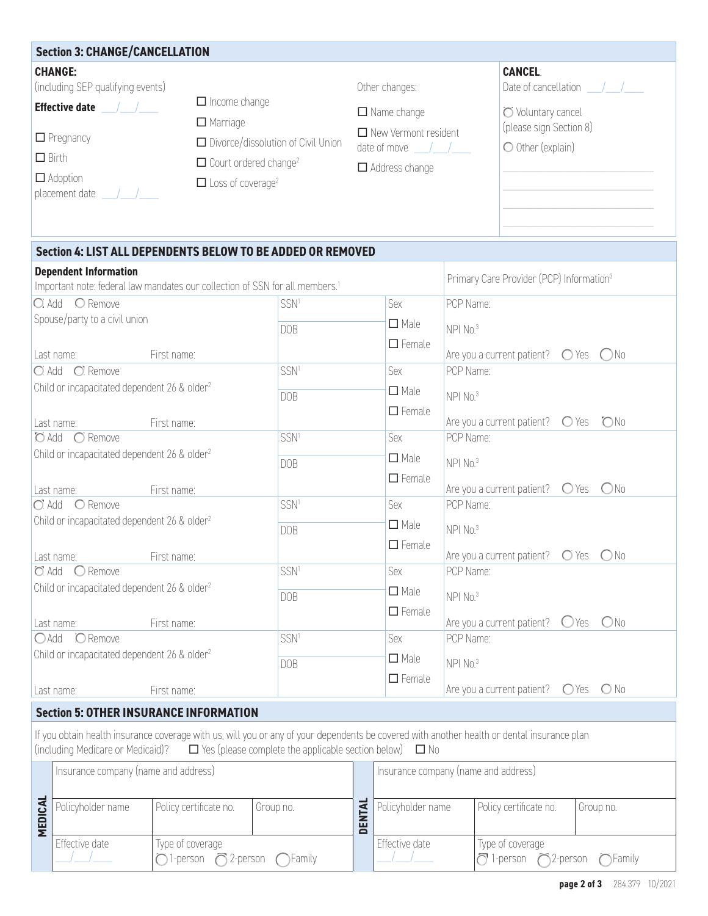## Section 3: CHANGE/CANCELLATION

**CHANGE:**
(including SEP qualifying events)

**Effective date** \_\_\_/\_\_\_/\_\_\_\_

- ☐ Pregnancy
- ☐ Birth
- ☐ Adoption placement date \_\_\_/\_\_\_/\_\_\_\_

- ☐ Income change
- ☐ Marriage
- ☐ Divorce/dissolution of Civil Union
- ☐ Court ordered change[2]
- ☐ Loss of coverage[2]

Other changes:

- ☐ Name change
- ☐ New Vermont resident date of move \_\_\_/\_\_\_/\_\_\_\_
- ☐ Address change

**CANCEL**:
Date of cancellation \_\_\_/\_\_\_/\_\_\_\_

- ○ Voluntary cancel (please sign Section 8)
- ○ Other (explain)

\_\_\_\_\_\_\_\_\_\_\_\_\_\_\_\_\_\_\_\_\_\_\_\_\_\_\_\_\_\_
\_\_\_\_\_\_\_\_\_\_\_\_\_\_\_\_\_\_\_\_\_\_\_\_\_\_\_\_\_\_
\_\_\_\_\_\_\_\_\_\_\_\_\_\_\_\_\_\_\_\_\_\_\_\_\_\_\_\_\_\_
\_\_\_\_\_\_\_\_\_\_\_\_\_\_\_\_\_\_\_\_\_\_\_\_\_\_\_\_\_\_

## Section 4: LIST ALL DEPENDENTS BELOW TO BE ADDED OR REMOVED

| **Dependent Information** Important note: federal law mandates our collection of SSN for all members.[1] | | | Primary Care Provider (PCP) Information[3] |
|---|---|---|---|
| ○ Add ○ Remove<br>Spouse/party to a civil union<br>Last name: First name: | SSN[1]<br>DOB | Sex<br>☐ Male<br>☐ Female | PCP Name:<br>NPI No.[3]<br>Are you a current patient? ○ Yes ○ No |
| ○ Add ○ Remove<br>Child or incapacitated dependent 26 & older[2]<br>Last name: First name: | SSN[1]<br>DOB | Sex<br>☐ Male<br>☐ Female | PCP Name:<br>NPI No.[3]<br>Are you a current patient? ○ Yes ○ No |
| ○ Add ○ Remove<br>Child or incapacitated dependent 26 & older[2]<br>Last name: First name: | SSN[1]<br>DOB | Sex<br>☐ Male<br>☐ Female | PCP Name:<br>NPI No.[3]<br>Are you a current patient? ○ Yes ○ No |
| ○ Add ○ Remove<br>Child or incapacitated dependent 26 & older[2]<br>Last name: First name: | SSN[1]<br>DOB | Sex<br>☐ Male<br>☐ Female | PCP Name:<br>NPI No.[3]<br>Are you a current patient? ○ Yes ○ No |
| ○ Add ○ Remove<br>Child or incapacitated dependent 26 & older[2]<br>Last name: First name: | SSN[1]<br>DOB | Sex<br>☐ Male<br>☐ Female | PCP Name:<br>NPI No.[3]<br>Are you a current patient? ○ Yes ○ No |
| ○ Add ○ Remove<br>Child or incapacitated dependent 26 & older[2]<br>Last name: First name: | SSN[1]<br>DOB | Sex<br>☐ Male<br>☐ Female | PCP Name:<br>NPI No.[3]<br>Are you a current patient? ○ Yes ○ No |

## Section 5: OTHER INSURANCE INFORMATION

If you obtain health insurance coverage with us, will you or any of your dependents be covered with another health or dental insurance plan (including Medicare or Medicaid)? ☐ Yes (please complete the applicable section below) ☐ No

**MEDICAL**

| Insurance company (name and address) | | |
|---|---|---|
| Policyholder name | Policy certificate no. | Group no. |
| Effective date \_\_\_/\_\_\_/\_\_\_\_ | Type of coverage ○ 1-person ○ 2-person ○ Family | |

**DENTAL**

| Insurance company (name and address) | | |
|---|---|---|
| Policyholder name | Policy certificate no. | Group no. |
| Effective date \_\_\_/\_\_\_/\_\_\_\_ | Type of coverage ○ 1-person ○ 2-person ○ Family | |

284.379 10/2021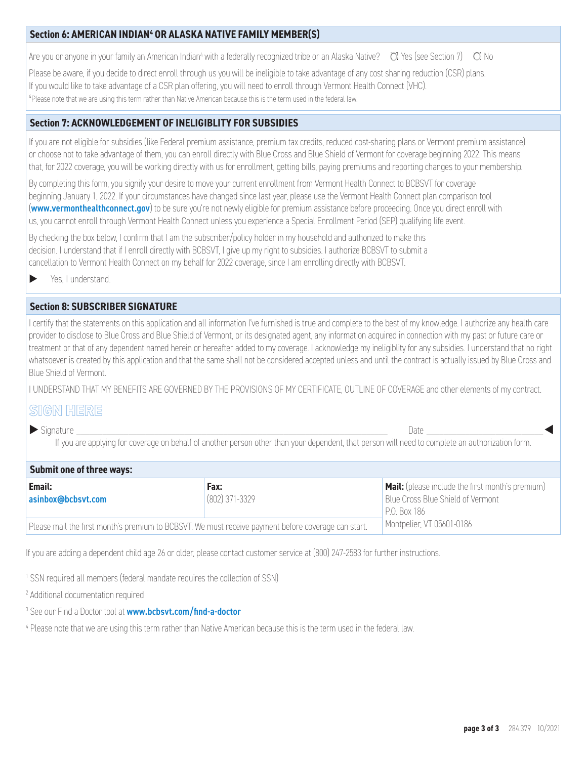## Section 6: AMERICAN INDIAN[4] OR ALASKA NATIVE FAMILY MEMBER(S)

Are you or anyone in your family an American Indian[4] with a federally recognized tribe or an Alaska Native? ◯ Yes (see Section 7) ◯ No

Please be aware, if you decide to direct enroll through us you will be ineligible to take advantage of any cost sharing reduction (CSR) plans. If you would like to take advantage of a CSR plan offering, you will need to enroll through Vermont Health Connect (VHC).

[4]Please note that we are using this term rather than Native American because this is the term used in the federal law.

## Section 7: ACKNOWLEDGEMENT OF INELIGIBLITY FOR SUBSIDIES

If you are not eligible for subsidies (like Federal premium assistance, premium tax credits, reduced cost-sharing plans or Vermont premium assistance) or choose not to take advantage of them, you can enroll directly with Blue Cross and Blue Shield of Vermont for coverage beginning 2022. This means that, for 2022 coverage, you will be working directly with us for enrollment, getting bills, paying premiums and reporting changes to your membership.

By completing this form, you signify your desire to move your current enrollment from Vermont Health Connect to BCBSVT for coverage beginning January 1, 2022. If your circumstances have changed since last year, please use the Vermont Health Connect plan comparison tool (**www.vermonthealthconnect.gov**) to be sure you're not newly eligible for premium assistance before proceeding. Once you direct enroll with us, you cannot enroll through Vermont Health Connect unless you experience a Special Enrollment Period (SEP) qualifying life event.

By checking the box below, I confirm that I am the subscriber/policy holder in my household and authorized to make this decision. I understand that if I enroll directly with BCBSVT, I give up my right to subsidies. I authorize BCBSVT to submit a cancellation to Vermont Health Connect on my behalf for 2022 coverage, since I am enrolling directly with BCBSVT.

▶ Yes, I understand.

## Section 8: SUBSCRIBER SIGNATURE

I certify that the statements on this application and all information I've furnished is true and complete to the best of my knowledge. I authorize any health care provider to disclose to Blue Cross and Blue Shield of Vermont, or its designated agent, any information acquired in connection with my past or future care or treatment or that of any dependent named herein or hereafter added to my coverage. I acknowledge my ineligiblity for any subsidies. I understand that no right whatsoever is created by this application and that the same shall not be considered accepted unless and until the contract is actually issued by Blue Cross and Blue Shield of Vermont.

I UNDERSTAND THAT MY BENEFITS ARE GOVERNED BY THE PROVISIONS OF MY CERTIFICATE, OUTLINE OF COVERAGE and other elements of my contract.

**SIGN HERE**

▶ Signature ______________________________ Date ________________ ◀

If you are applying for coverage on behalf of another person other than your dependent, that person will need to complete an authorization form.

**Submit one of three ways:**

| **Email:** | **Fax:** | **Mail:** (please include the first month's premium) |
|---|---|---|
| **asinbox@bcbsvt.com** | (802) 371-3329 | Blue Cross Blue Shield of Vermont<br>P.O. Box 186<br>Montpelier, VT 05601-0186 |
| Please mail the first month's premium to BCBSVT. We must receive payment before coverage can start. | | |

If you are adding a dependent child age 26 or older, please contact customer service at (800) 247-2583 for further instructions.

[1] SSN required all members (federal mandate requires the collection of SSN)

[2] Additional documentation required

[3] See our Find a Doctor tool at **www.bcbsvt.com/find-a-doctor**

[4] Please note that we are using this term rather than Native American because this is the term used in the federal law.

284.379 10/2021